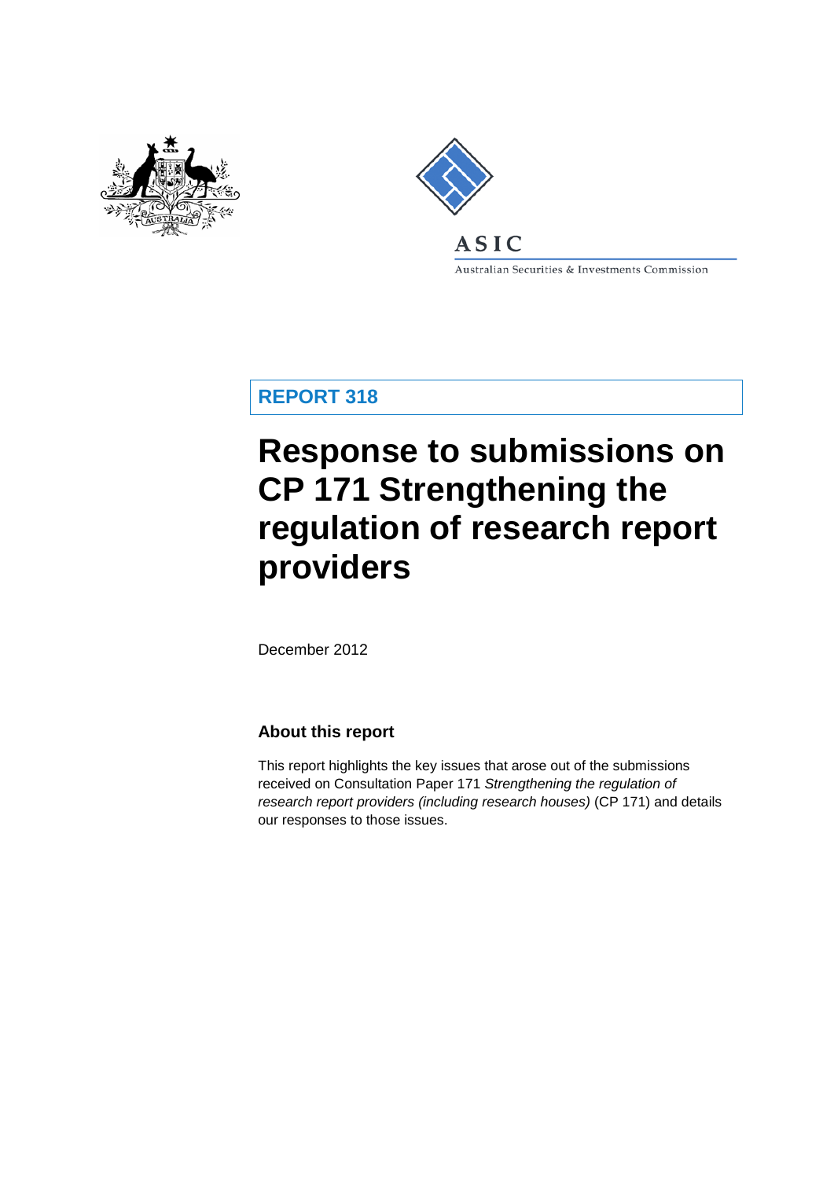ASIC

Australian Securities & Investments Commission

**REPORT 318**

# Response to submissions on CP 171 Strengthening the regulation of research report providers

December 2012

## About this report

This report highlights the key issues that arose out of the submissions received on Consultation Paper 171 *Strengthening the regulation of research report providers (including research houses)* (CP 171) and details our responses to those issues.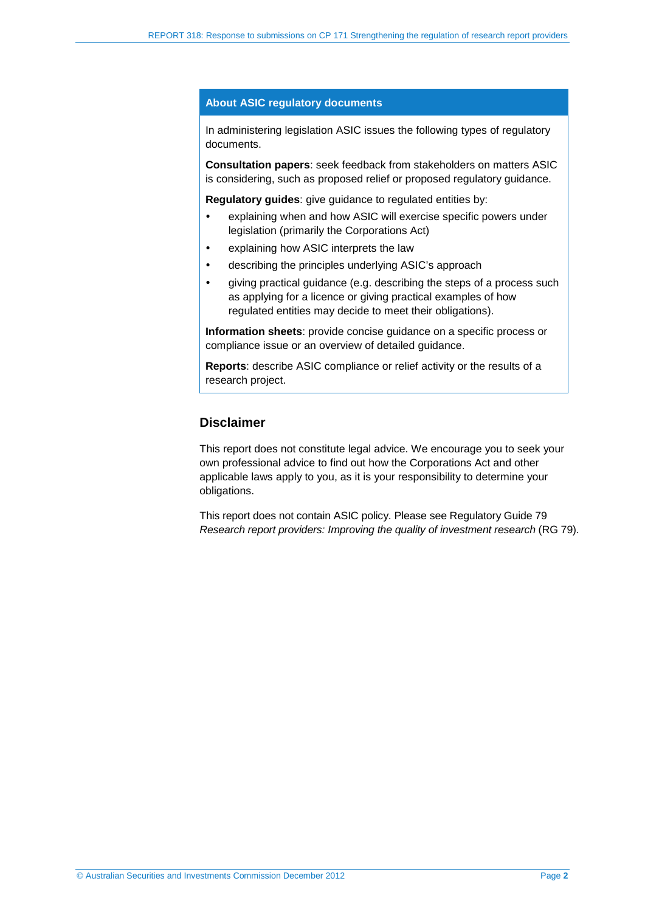## About ASIC regulatory documents

In administering legislation ASIC issues the following types of regulatory documents.

**Consultation papers**: seek feedback from stakeholders on matters ASIC is considering, such as proposed relief or proposed regulatory guidance.

**Regulatory guides**: give guidance to regulated entities by:

- explaining when and how ASIC will exercise specific powers under legislation (primarily the Corporations Act)
- explaining how ASIC interprets the law
- describing the principles underlying ASIC's approach
- giving practical guidance (e.g. describing the steps of a process such as applying for a licence or giving practical examples of how regulated entities may decide to meet their obligations).

**Information sheets**: provide concise guidance on a specific process or compliance issue or an overview of detailed guidance.

**Reports**: describe ASIC compliance or relief activity or the results of a research project.

## Disclaimer

This report does not constitute legal advice. We encourage you to seek your own professional advice to find out how the Corporations Act and other applicable laws apply to you, as it is your responsibility to determine your obligations.

This report does not contain ASIC policy. Please see Regulatory Guide 79 *Research report providers: Improving the quality of investment research* (RG 79).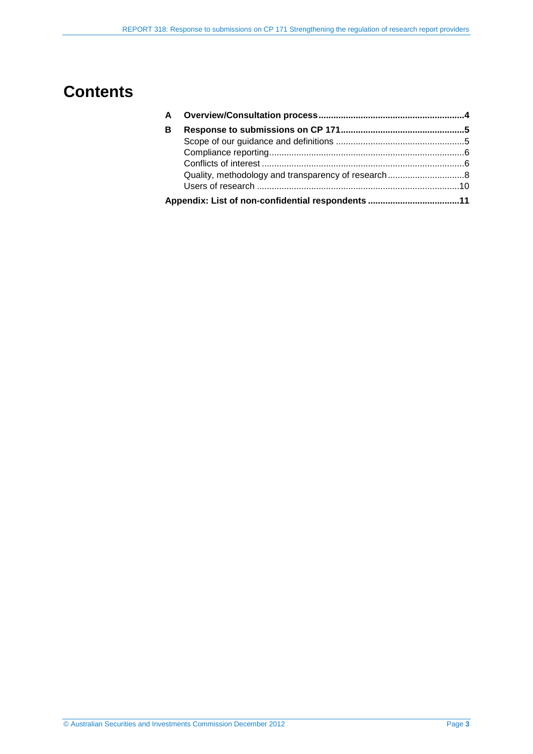# Contents

**A Overview/Consultation process** .......... **4**

**B Response to submissions on CP 171** .......... **5**

- Scope of our guidance and definitions .......... 5
- Compliance reporting .......... 6
- Conflicts of interest .......... 6
- Quality, methodology and transparency of research .......... 8
- Users of research .......... 10

**Appendix: List of non-confidential respondents** .......... **11**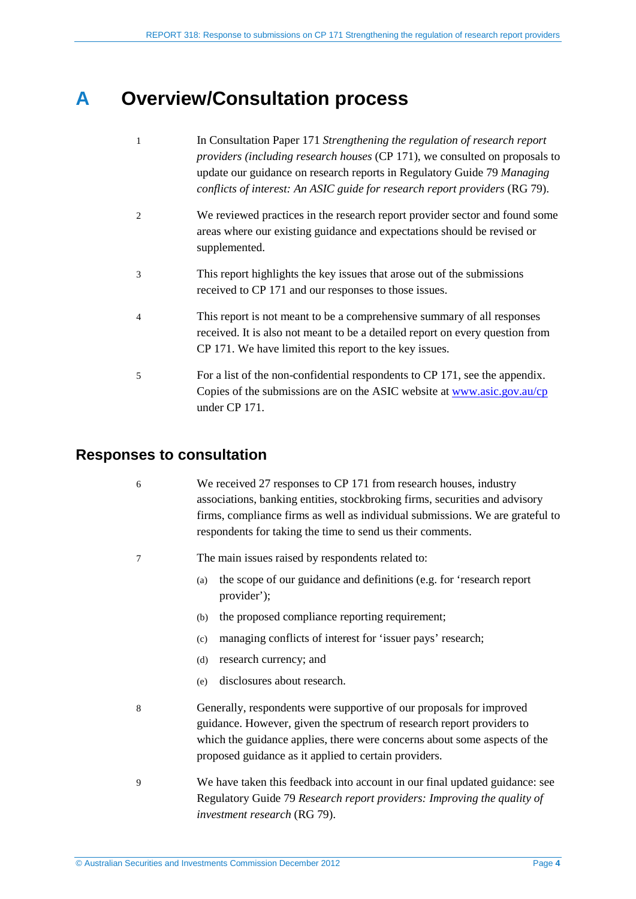# A Overview/Consultation process

1 In Consultation Paper 171 *Strengthening the regulation of research report providers (including research houses* (CP 171), we consulted on proposals to update our guidance on research reports in Regulatory Guide 79 *Managing conflicts of interest: An ASIC guide for research report providers* (RG 79).

2 We reviewed practices in the research report provider sector and found some areas where our existing guidance and expectations should be revised or supplemented.

3 This report highlights the key issues that arose out of the submissions received to CP 171 and our responses to those issues.

4 This report is not meant to be a comprehensive summary of all responses received. It is also not meant to be a detailed report on every question from CP 171. We have limited this report to the key issues.

5 For a list of the non-confidential respondents to CP 171, see the appendix. Copies of the submissions are on the ASIC website at [www.asic.gov.au/cp](www.asic.gov.au/cp) under CP 171.

## Responses to consultation

6 We received 27 responses to CP 171 from research houses, industry associations, banking entities, stockbroking firms, securities and advisory firms, compliance firms as well as individual submissions. We are grateful to respondents for taking the time to send us their comments.

7 The main issues raised by respondents related to:

(a) the scope of our guidance and definitions (e.g. for 'research report provider');

(b) the proposed compliance reporting requirement;

(c) managing conflicts of interest for 'issuer pays' research;

(d) research currency; and

(e) disclosures about research.

8 Generally, respondents were supportive of our proposals for improved guidance. However, given the spectrum of research report providers to which the guidance applies, there were concerns about some aspects of the proposed guidance as it applied to certain providers.

9 We have taken this feedback into account in our final updated guidance: see Regulatory Guide 79 *Research report providers: Improving the quality of investment research* (RG 79).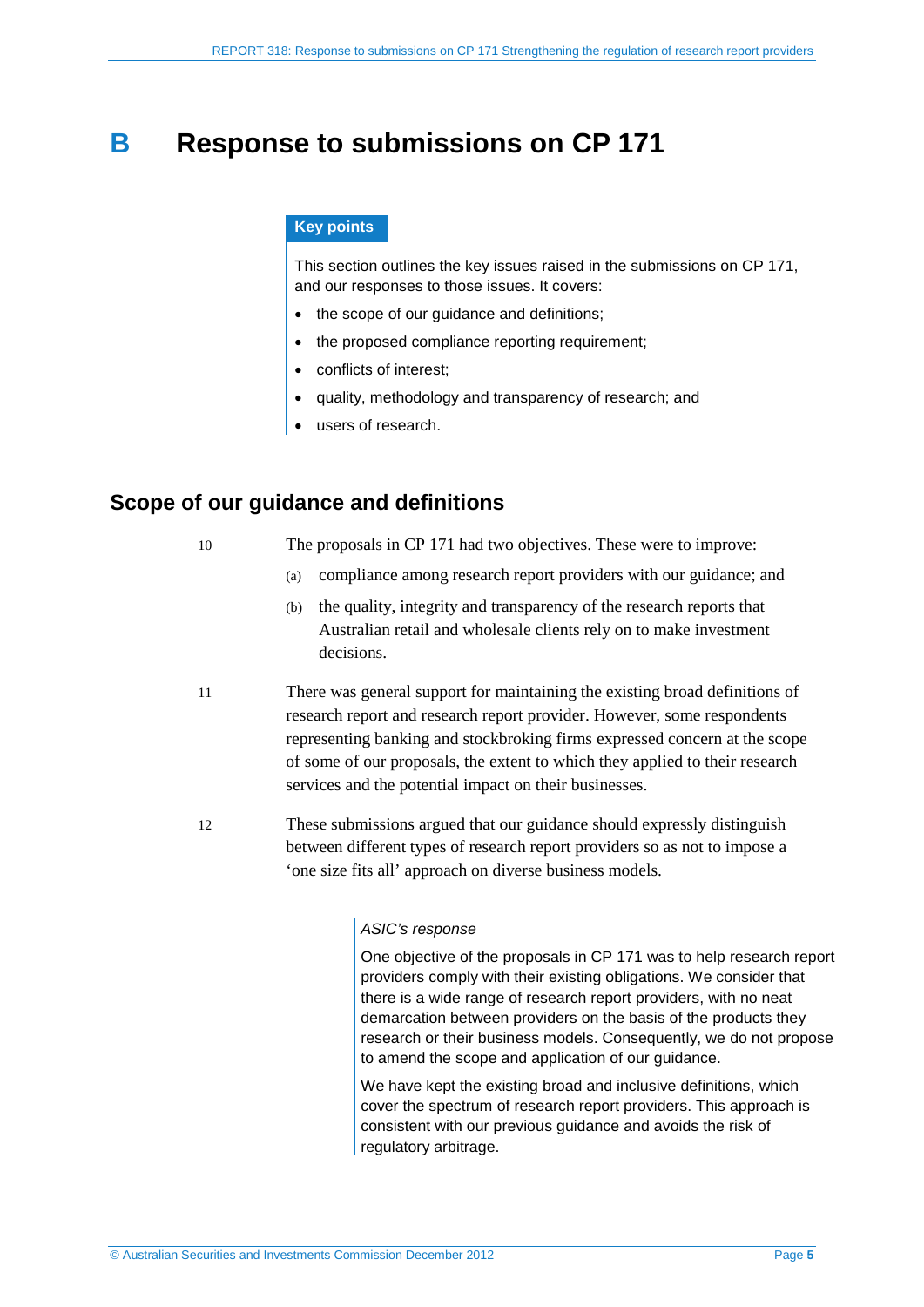# B Response to submissions on CP 171

**Key points**

This section outlines the key issues raised in the submissions on CP 171, and our responses to those issues. It covers:

- the scope of our guidance and definitions;
- the proposed compliance reporting requirement;
- conflicts of interest;
- quality, methodology and transparency of research; and
- users of research.

## Scope of our guidance and definitions

10 The proposals in CP 171 had two objectives. These were to improve:

(a) compliance among research report providers with our guidance; and

(b) the quality, integrity and transparency of the research reports that Australian retail and wholesale clients rely on to make investment decisions.

11 There was general support for maintaining the existing broad definitions of research report and research report provider. However, some respondents representing banking and stockbroking firms expressed concern at the scope of some of our proposals, the extent to which they applied to their research services and the potential impact on their businesses.

12 These submissions argued that our guidance should expressly distinguish between different types of research report providers so as not to impose a 'one size fits all' approach on diverse business models.

*ASIC's response*

One objective of the proposals in CP 171 was to help research report providers comply with their existing obligations. We consider that there is a wide range of research report providers, with no neat demarcation between providers on the basis of the products they research or their business models. Consequently, we do not propose to amend the scope and application of our guidance.

We have kept the existing broad and inclusive definitions, which cover the spectrum of research report providers. This approach is consistent with our previous guidance and avoids the risk of regulatory arbitrage.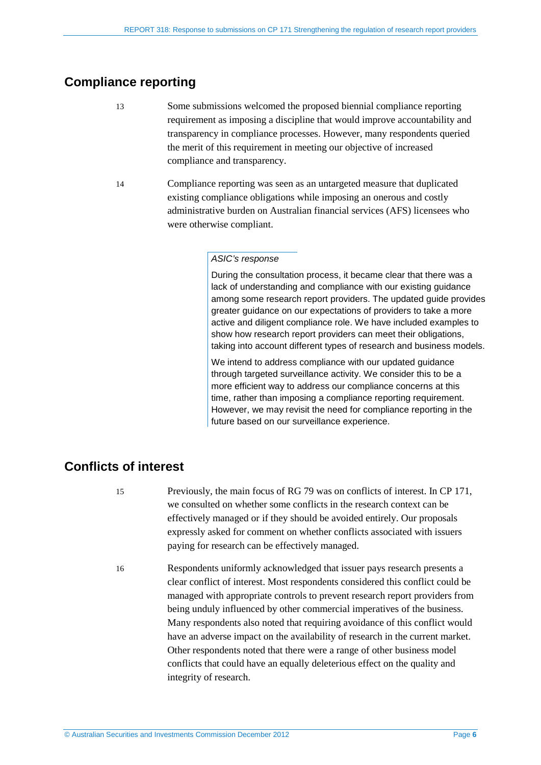## Compliance reporting

13 Some submissions welcomed the proposed biennial compliance reporting requirement as imposing a discipline that would improve accountability and transparency in compliance processes. However, many respondents queried the merit of this requirement in meeting our objective of increased compliance and transparency.

14 Compliance reporting was seen as an untargeted measure that duplicated existing compliance obligations while imposing an onerous and costly administrative burden on Australian financial services (AFS) licensees who were otherwise compliant.

> *ASIC's response*
>
> During the consultation process, it became clear that there was a lack of understanding and compliance with our existing guidance among some research report providers. The updated guide provides greater guidance on our expectations of providers to take a more active and diligent compliance role. We have included examples to show how research report providers can meet their obligations, taking into account different types of research and business models.
>
> We intend to address compliance with our updated guidance through targeted surveillance activity. We consider this to be a more efficient way to address our compliance concerns at this time, rather than imposing a compliance reporting requirement. However, we may revisit the need for compliance reporting in the future based on our surveillance experience.

## Conflicts of interest

15 Previously, the main focus of RG 79 was on conflicts of interest. In CP 171, we consulted on whether some conflicts in the research context can be effectively managed or if they should be avoided entirely. Our proposals expressly asked for comment on whether conflicts associated with issuers paying for research can be effectively managed.

16 Respondents uniformly acknowledged that issuer pays research presents a clear conflict of interest. Most respondents considered this conflict could be managed with appropriate controls to prevent research report providers from being unduly influenced by other commercial imperatives of the business. Many respondents also noted that requiring avoidance of this conflict would have an adverse impact on the availability of research in the current market. Other respondents noted that there were a range of other business model conflicts that could have an equally deleterious effect on the quality and integrity of research.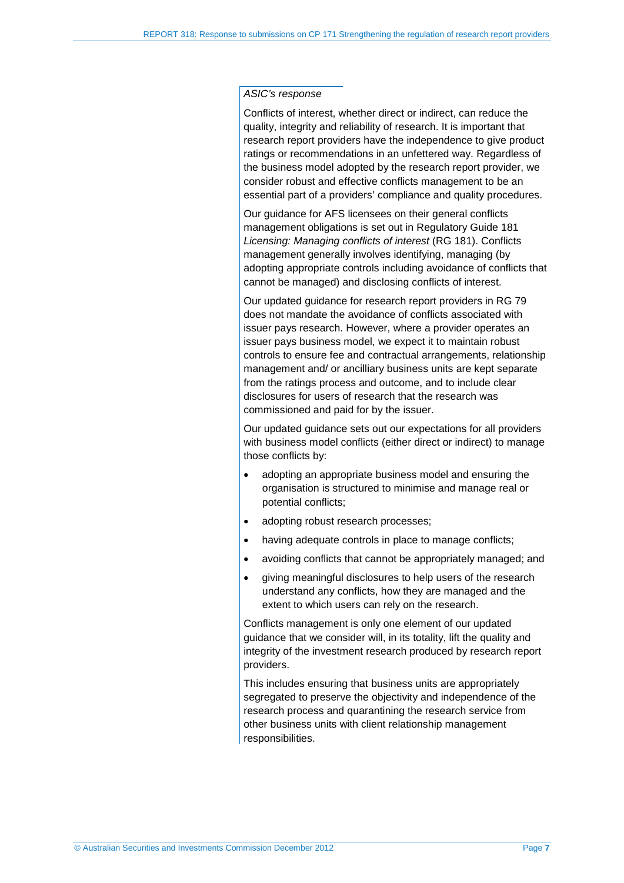*ASIC's response*

Conflicts of interest, whether direct or indirect, can reduce the quality, integrity and reliability of research. It is important that research report providers have the independence to give product ratings or recommendations in an unfettered way. Regardless of the business model adopted by the research report provider, we consider robust and effective conflicts management to be an essential part of a providers' compliance and quality procedures.

Our guidance for AFS licensees on their general conflicts management obligations is set out in Regulatory Guide 181 *Licensing: Managing conflicts of interest* (RG 181). Conflicts management generally involves identifying, managing (by adopting appropriate controls including avoidance of conflicts that cannot be managed) and disclosing conflicts of interest.

Our updated guidance for research report providers in RG 79 does not mandate the avoidance of conflicts associated with issuer pays research. However, where a provider operates an issuer pays business model, we expect it to maintain robust controls to ensure fee and contractual arrangements, relationship management and/ or ancilliary business units are kept separate from the ratings process and outcome, and to include clear disclosures for users of research that the research was commissioned and paid for by the issuer.

Our updated guidance sets out our expectations for all providers with business model conflicts (either direct or indirect) to manage those conflicts by:

- adopting an appropriate business model and ensuring the organisation is structured to minimise and manage real or potential conflicts;
- adopting robust research processes;
- having adequate controls in place to manage conflicts;
- avoiding conflicts that cannot be appropriately managed; and
- giving meaningful disclosures to help users of the research understand any conflicts, how they are managed and the extent to which users can rely on the research.

Conflicts management is only one element of our updated guidance that we consider will, in its totality, lift the quality and integrity of the investment research produced by research report providers.

This includes ensuring that business units are appropriately segregated to preserve the objectivity and independence of the research process and quarantining the research service from other business units with client relationship management responsibilities.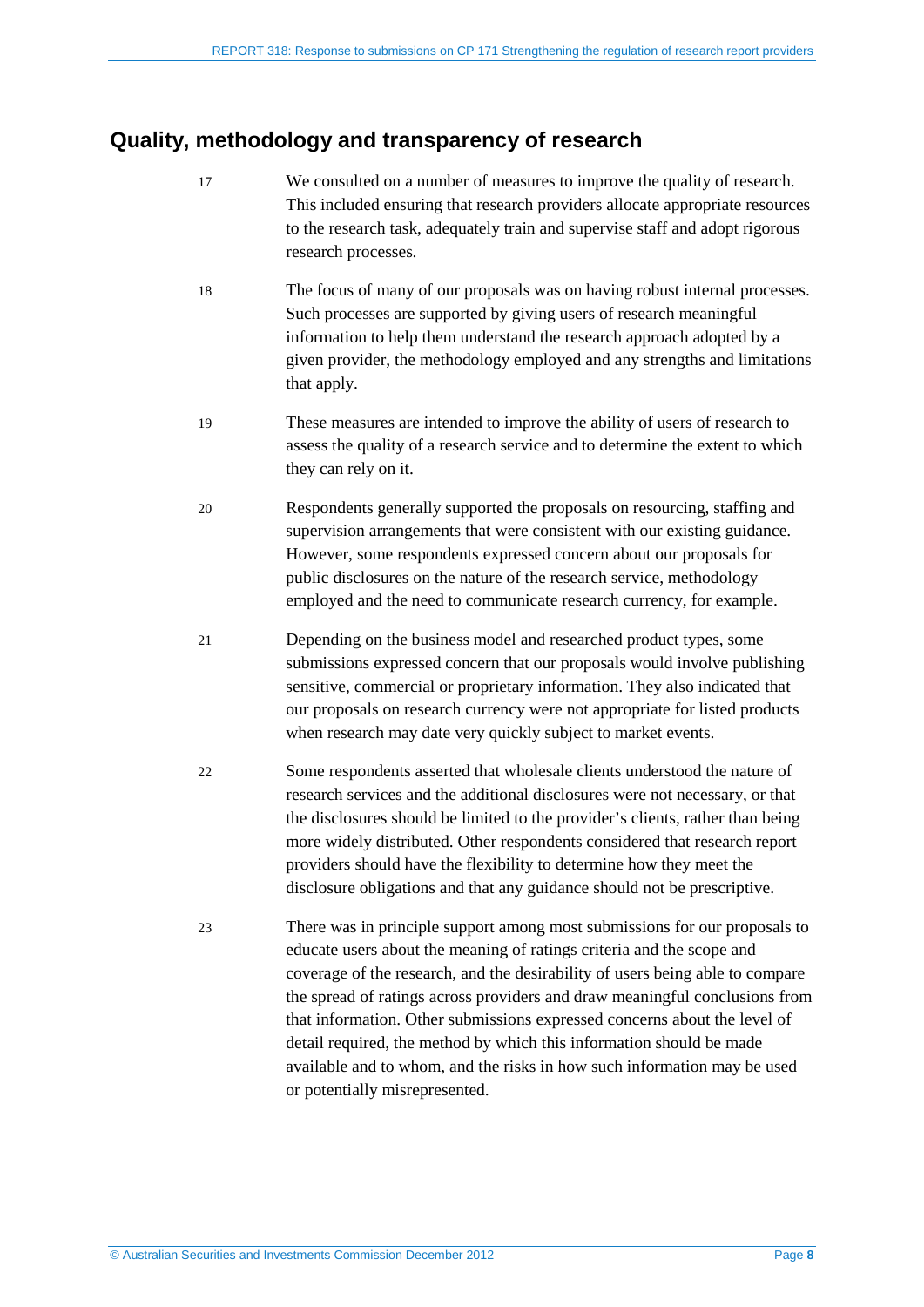## Quality, methodology and transparency of research

17 We consulted on a number of measures to improve the quality of research. This included ensuring that research providers allocate appropriate resources to the research task, adequately train and supervise staff and adopt rigorous research processes.

18 The focus of many of our proposals was on having robust internal processes. Such processes are supported by giving users of research meaningful information to help them understand the research approach adopted by a given provider, the methodology employed and any strengths and limitations that apply.

19 These measures are intended to improve the ability of users of research to assess the quality of a research service and to determine the extent to which they can rely on it.

20 Respondents generally supported the proposals on resourcing, staffing and supervision arrangements that were consistent with our existing guidance. However, some respondents expressed concern about our proposals for public disclosures on the nature of the research service, methodology employed and the need to communicate research currency, for example.

21 Depending on the business model and researched product types, some submissions expressed concern that our proposals would involve publishing sensitive, commercial or proprietary information. They also indicated that our proposals on research currency were not appropriate for listed products when research may date very quickly subject to market events.

22 Some respondents asserted that wholesale clients understood the nature of research services and the additional disclosures were not necessary, or that the disclosures should be limited to the provider's clients, rather than being more widely distributed. Other respondents considered that research report providers should have the flexibility to determine how they meet the disclosure obligations and that any guidance should not be prescriptive.

23 There was in principle support among most submissions for our proposals to educate users about the meaning of ratings criteria and the scope and coverage of the research, and the desirability of users being able to compare the spread of ratings across providers and draw meaningful conclusions from that information. Other submissions expressed concerns about the level of detail required, the method by which this information should be made available and to whom, and the risks in how such information may be used or potentially misrepresented.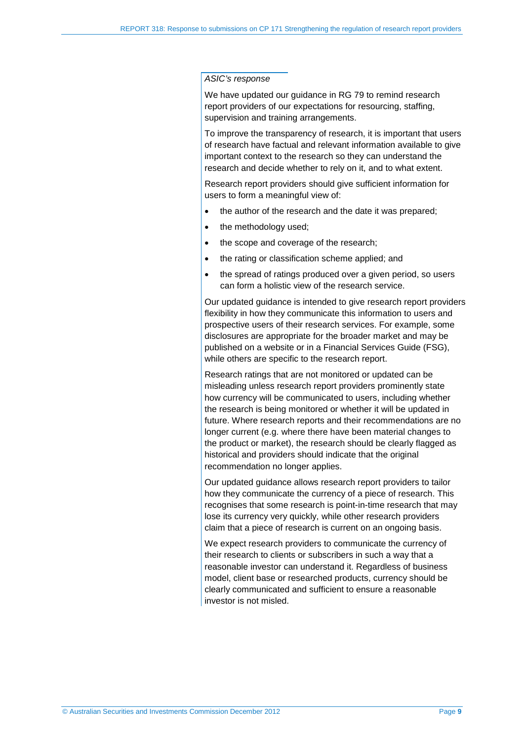*ASIC's response*

We have updated our guidance in RG 79 to remind research report providers of our expectations for resourcing, staffing, supervision and training arrangements.

To improve the transparency of research, it is important that users of research have factual and relevant information available to give important context to the research so they can understand the research and decide whether to rely on it, and to what extent.

Research report providers should give sufficient information for users to form a meaningful view of:

- the author of the research and the date it was prepared;
- the methodology used;
- the scope and coverage of the research;
- the rating or classification scheme applied; and
- the spread of ratings produced over a given period, so users can form a holistic view of the research service.

Our updated guidance is intended to give research report providers flexibility in how they communicate this information to users and prospective users of their research services. For example, some disclosures are appropriate for the broader market and may be published on a website or in a Financial Services Guide (FSG), while others are specific to the research report.

Research ratings that are not monitored or updated can be misleading unless research report providers prominently state how currency will be communicated to users, including whether the research is being monitored or whether it will be updated in future. Where research reports and their recommendations are no longer current (e.g. where there have been material changes to the product or market), the research should be clearly flagged as historical and providers should indicate that the original recommendation no longer applies.

Our updated guidance allows research report providers to tailor how they communicate the currency of a piece of research. This recognises that some research is point-in-time research that may lose its currency very quickly, while other research providers claim that a piece of research is current on an ongoing basis.

We expect research providers to communicate the currency of their research to clients or subscribers in such a way that a reasonable investor can understand it. Regardless of business model, client base or researched products, currency should be clearly communicated and sufficient to ensure a reasonable investor is not misled.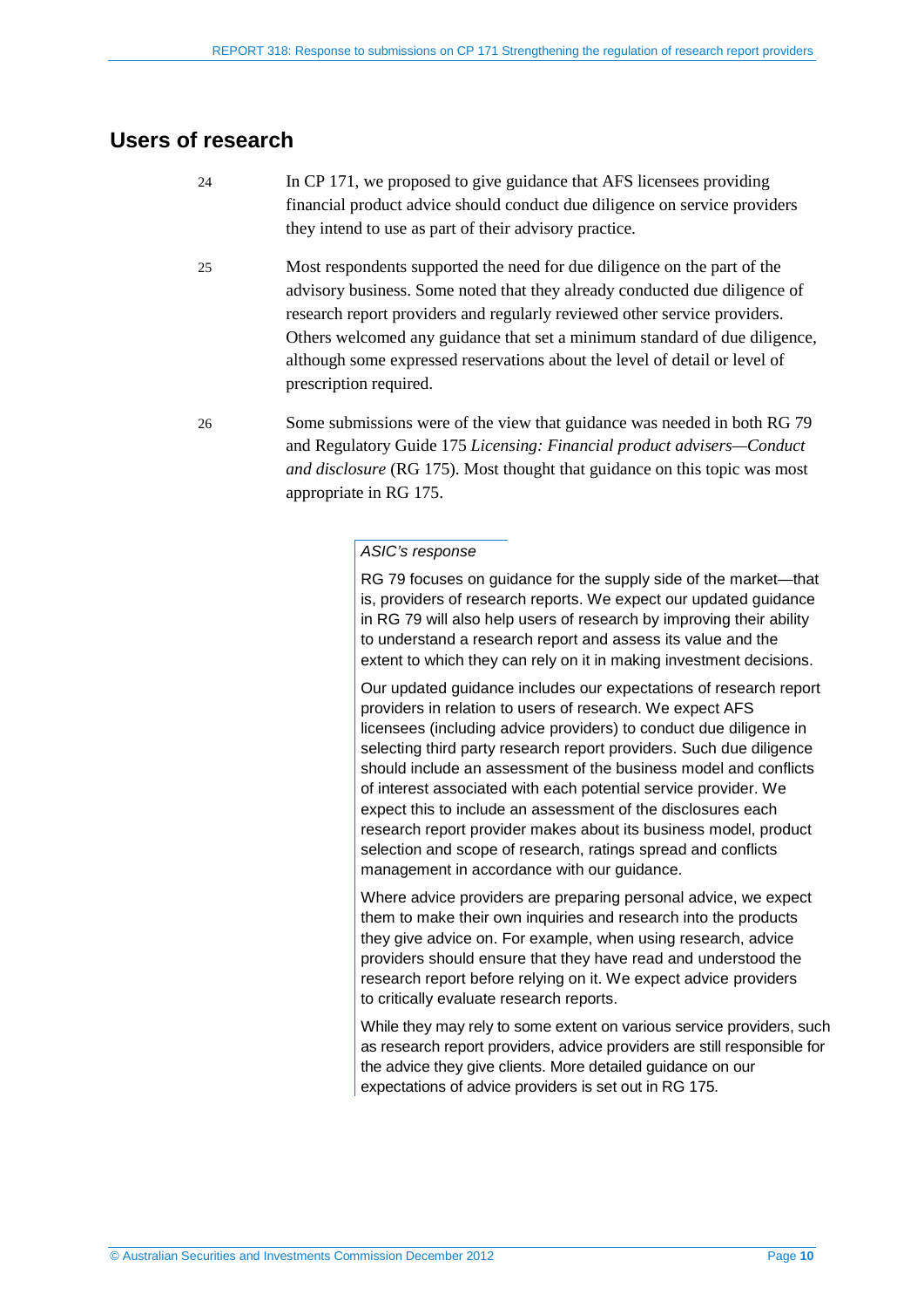## Users of research

24 In CP 171, we proposed to give guidance that AFS licensees providing financial product advice should conduct due diligence on service providers they intend to use as part of their advisory practice.

25 Most respondents supported the need for due diligence on the part of the advisory business. Some noted that they already conducted due diligence of research report providers and regularly reviewed other service providers. Others welcomed any guidance that set a minimum standard of due diligence, although some expressed reservations about the level of detail or level of prescription required.

26 Some submissions were of the view that guidance was needed in both RG 79 and Regulatory Guide 175 *Licensing: Financial product advisers—Conduct and disclosure* (RG 175). Most thought that guidance on this topic was most appropriate in RG 175.

> *ASIC's response*
>
> RG 79 focuses on guidance for the supply side of the market—that is, providers of research reports. We expect our updated guidance in RG 79 will also help users of research by improving their ability to understand a research report and assess its value and the extent to which they can rely on it in making investment decisions.
>
> Our updated guidance includes our expectations of research report providers in relation to users of research. We expect AFS licensees (including advice providers) to conduct due diligence in selecting third party research report providers. Such due diligence should include an assessment of the business model and conflicts of interest associated with each potential service provider. We expect this to include an assessment of the disclosures each research report provider makes about its business model, product selection and scope of research, ratings spread and conflicts management in accordance with our guidance.
>
> Where advice providers are preparing personal advice, we expect them to make their own inquiries and research into the products they give advice on. For example, when using research, advice providers should ensure that they have read and understood the research report before relying on it. We expect advice providers to critically evaluate research reports.
>
> While they may rely to some extent on various service providers, such as research report providers, advice providers are still responsible for the advice they give clients. More detailed guidance on our expectations of advice providers is set out in RG 175.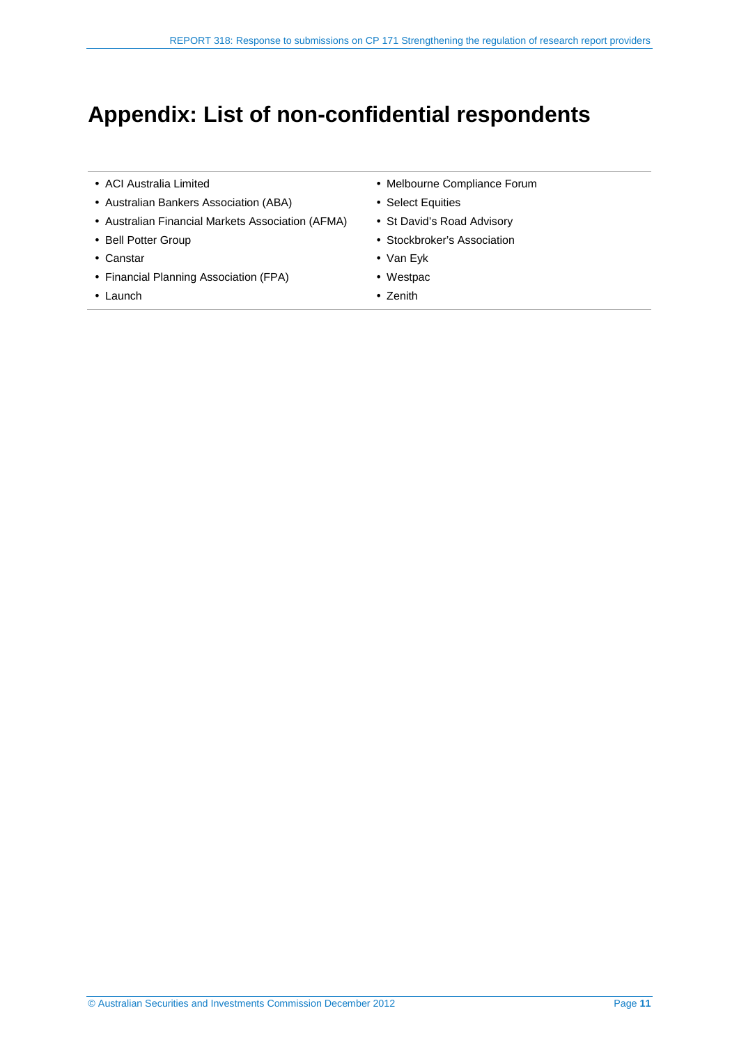# Appendix: List of non-confidential respondents

- ACI Australia Limited
- Australian Bankers Association (ABA)
- Australian Financial Markets Association (AFMA)
- Bell Potter Group
- Canstar
- Financial Planning Association (FPA)
- Launch
- Melbourne Compliance Forum
- Select Equities
- St David's Road Advisory
- Stockbroker's Association
- Van Eyk
- Westpac
- Zenith